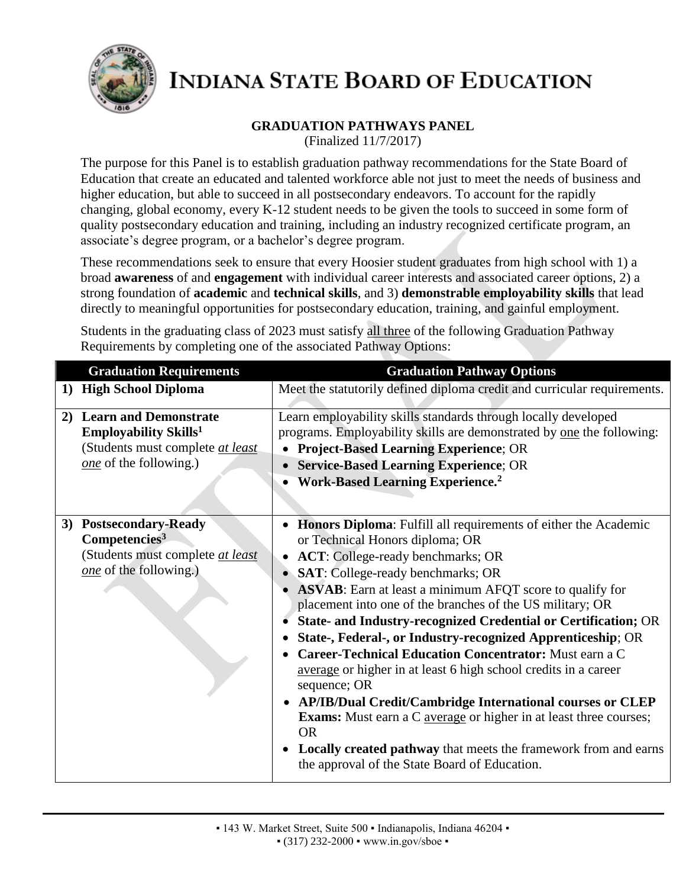# INDIANA STATE BOARD OF EDUCATION

## GRADUATION PATHWAYS PANEL

(Finalized 11/7/2017)

The purpose for this Panel is to establish graduation pathway recommendations for the State Board of Education that create an educated and talented workforce able not just to meet the needs of business and higher education, but able to succeed in all postsecondary endeavors. To account for the rapidly changing, global economy, every K-12 student needs to be given the tools to succeed in some form of quality postsecondary education and training, including an industry recognized certificate program, an associate's degree program, or a bachelor's degree program.

These recommendations seek to ensure that every Hoosier student graduates from high school with 1) a broad **awareness** of and **engagement** with individual career interests and associated career options, 2) a strong foundation of **academic** and **technical skills**, and 3) **demonstrable employability skills** that lead directly to meaningful opportunities for postsecondary education, training, and gainful employment.

Students in the graduating class of 2023 must satisfy all three of the following Graduation Pathway Requirements by completing one of the associated Pathway Options:

| Graduation Requirements | Graduation Pathway Options |
|---|---|
| **1) High School Diploma** | Meet the statutorily defined diploma credit and curricular requirements. |
| **2) Learn and Demonstrate Employability Skills**[1] (Students must complete *at least one* of the following.) | Learn employability skills standards through locally developed programs. Employability skills are demonstrated by one the following: <br>• **Project-Based Learning Experience**; OR <br>• **Service-Based Learning Experience**; OR <br>• **Work-Based Learning Experience.**[2] |
| **3) Postsecondary-Ready Competencies**[3] (Students must complete *at least one* of the following.) | • **Honors Diploma**: Fulfill all requirements of either the Academic or Technical Honors diploma; OR <br>• **ACT**: College-ready benchmarks; OR <br>• **SAT**: College-ready benchmarks; OR <br>• **ASVAB**: Earn at least a minimum AFQT score to qualify for placement into one of the branches of the US military; OR <br>• **State- and Industry-recognized Credential or Certification;** OR <br>• **State-, Federal-, or Industry-recognized Apprenticeship**; OR <br>• **Career-Technical Education Concentrator:** Must earn a C average or higher in at least 6 high school credits in a career sequence; OR <br>• **AP/IB/Dual Credit/Cambridge International courses or CLEP Exams:** Must earn a C average or higher in at least three courses; OR <br>• **Locally created pathway** that meets the framework from and earns the approval of the State Board of Education. |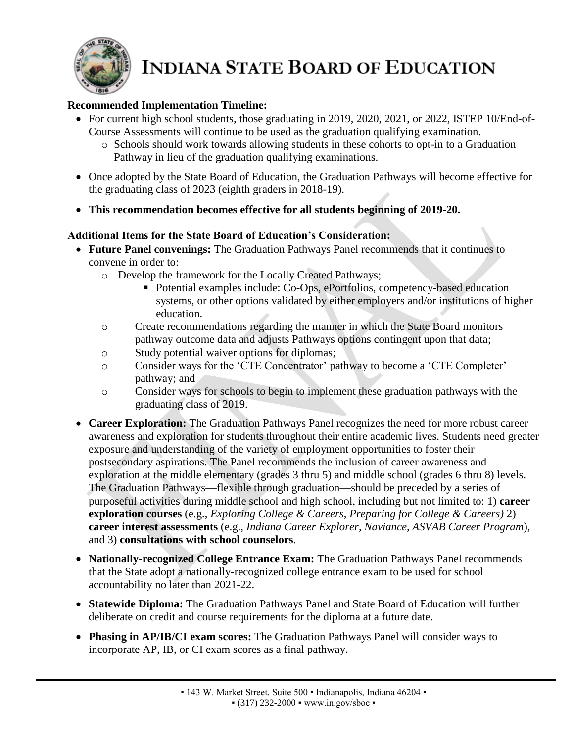**Recommended Implementation Timeline:**

- For current high school students, those graduating in 2019, 2020, 2021, or 2022, ISTEP 10/End-of-Course Assessments will continue to be used as the graduation qualifying examination.
  - Schools should work towards allowing students in these cohorts to opt-in to a Graduation Pathway in lieu of the graduation qualifying examinations.
- Once adopted by the State Board of Education, the Graduation Pathways will become effective for the graduating class of 2023 (eighth graders in 2018-19).
- **This recommendation becomes effective for all students beginning of 2019-20.**

**Additional Items for the State Board of Education's Consideration:**

- **Future Panel convenings:** The Graduation Pathways Panel recommends that it continues to convene in order to:
  - Develop the framework for the Locally Created Pathways;
    - Potential examples include: Co-Ops, ePortfolios, competency-based education systems, or other options validated by either employers and/or institutions of higher education.
  - Create recommendations regarding the manner in which the State Board monitors pathway outcome data and adjusts Pathways options contingent upon that data;
  - Study potential waiver options for diplomas;
  - Consider ways for the 'CTE Concentrator' pathway to become a 'CTE Completer' pathway; and
  - Consider ways for schools to begin to implement these graduation pathways with the graduating class of 2019.
- **Career Exploration:** The Graduation Pathways Panel recognizes the need for more robust career awareness and exploration for students throughout their entire academic lives. Students need greater exposure and understanding of the variety of employment opportunities to foster their postsecondary aspirations. The Panel recommends the inclusion of career awareness and exploration at the middle elementary (grades 3 thru 5) and middle school (grades 6 thru 8) levels. The Graduation Pathways—flexible through graduation—should be preceded by a series of purposeful activities during middle school and high school, including but not limited to: 1) **career exploration courses** (e.g., *Exploring College & Careers*, *Preparing for College & Careers)* 2) **career interest assessments** (e.g., *Indiana Career Explorer, Naviance, ASVAB Career Program*), and 3) **consultations with school counselors**.
- **Nationally-recognized College Entrance Exam:** The Graduation Pathways Panel recommends that the State adopt a nationally-recognized college entrance exam to be used for school accountability no later than 2021-22.
- **Statewide Diploma:** The Graduation Pathways Panel and State Board of Education will further deliberate on credit and course requirements for the diploma at a future date.
- **Phasing in AP/IB/CI exam scores:** The Graduation Pathways Panel will consider ways to incorporate AP, IB, or CI exam scores as a final pathway.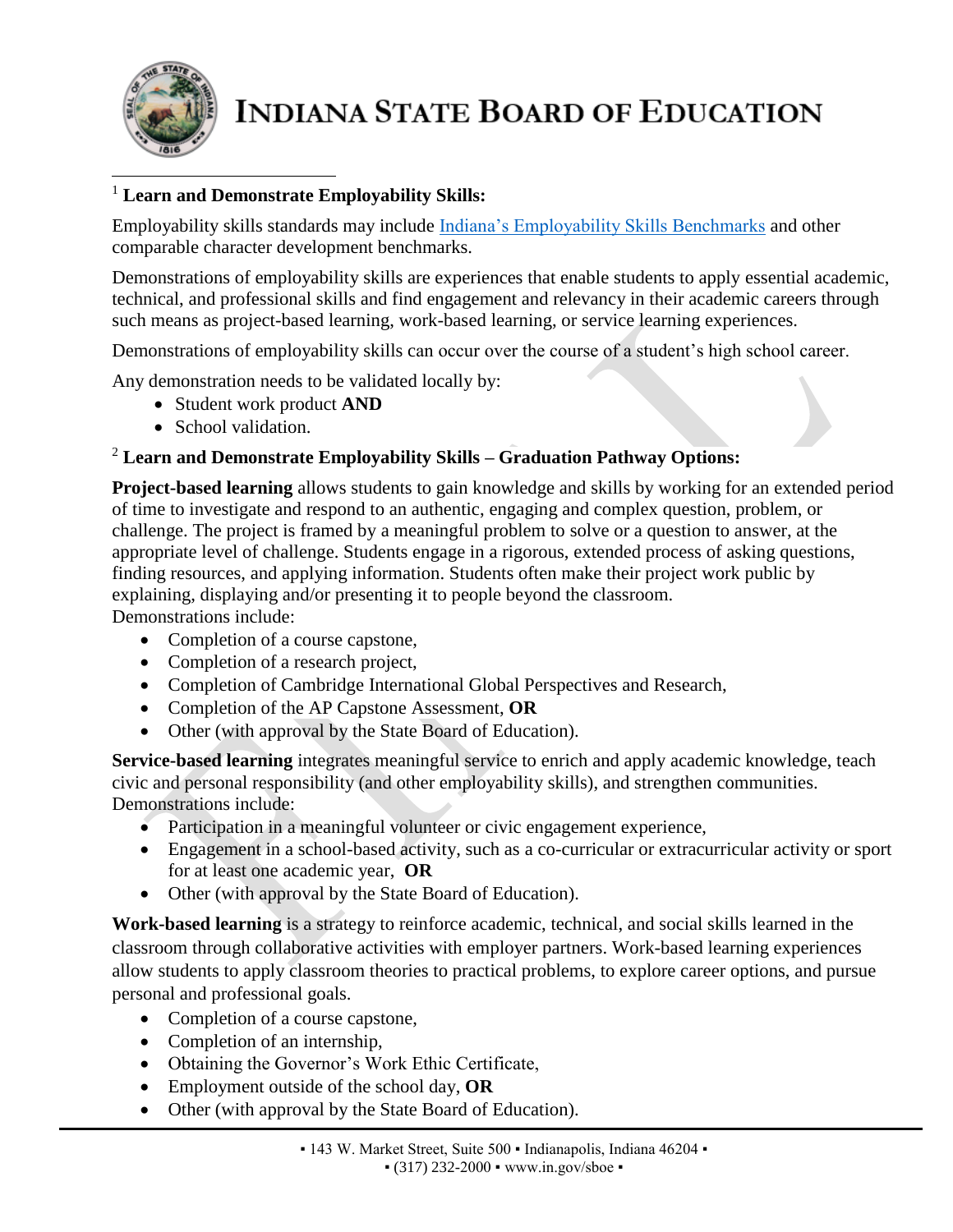# INDIANA STATE BOARD OF EDUCATION

[1] **Learn and Demonstrate Employability Skills:**

Employability skills standards may include Indiana's Employability Skills Benchmarks and other comparable character development benchmarks.

Demonstrations of employability skills are experiences that enable students to apply essential academic, technical, and professional skills and find engagement and relevancy in their academic careers through such means as project-based learning, work-based learning, or service learning experiences.

Demonstrations of employability skills can occur over the course of a student's high school career.

Any demonstration needs to be validated locally by:

- Student work product **AND**
- School validation.

[2] **Learn and Demonstrate Employability Skills – Graduation Pathway Options:**

**Project-based learning** allows students to gain knowledge and skills by working for an extended period of time to investigate and respond to an authentic, engaging and complex question, problem, or challenge. The project is framed by a meaningful problem to solve or a question to answer, at the appropriate level of challenge. Students engage in a rigorous, extended process of asking questions, finding resources, and applying information. Students often make their project work public by explaining, displaying and/or presenting it to people beyond the classroom.
Demonstrations include:

- Completion of a course capstone,
- Completion of a research project,
- Completion of Cambridge International Global Perspectives and Research,
- Completion of the AP Capstone Assessment, **OR**
- Other (with approval by the State Board of Education).

**Service-based learning** integrates meaningful service to enrich and apply academic knowledge, teach civic and personal responsibility (and other employability skills), and strengthen communities.
Demonstrations include:

- Participation in a meaningful volunteer or civic engagement experience,
- Engagement in a school-based activity, such as a co-curricular or extracurricular activity or sport for at least one academic year, **OR**
- Other (with approval by the State Board of Education).

**Work-based learning** is a strategy to reinforce academic, technical, and social skills learned in the classroom through collaborative activities with employer partners. Work-based learning experiences allow students to apply classroom theories to practical problems, to explore career options, and pursue personal and professional goals.

- Completion of a course capstone,
- Completion of an internship,
- Obtaining the Governor's Work Ethic Certificate,
- Employment outside of the school day, **OR**
- Other (with approval by the State Board of Education).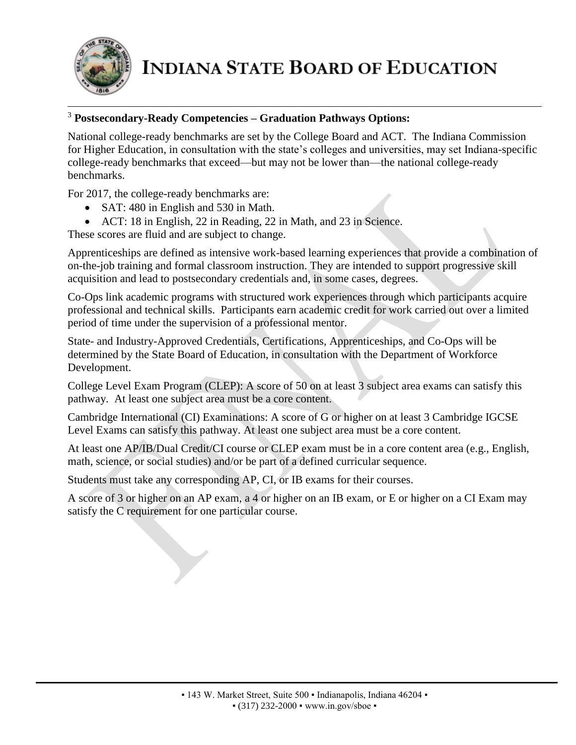[3] **Postsecondary-Ready Competencies – Graduation Pathways Options:**

National college-ready benchmarks are set by the College Board and ACT. The Indiana Commission for Higher Education, in consultation with the state's colleges and universities, may set Indiana-specific college-ready benchmarks that exceed—but may not be lower than—the national college-ready benchmarks.

For 2017, the college-ready benchmarks are:

- SAT: 480 in English and 530 in Math.
- ACT: 18 in English, 22 in Reading, 22 in Math, and 23 in Science.

These scores are fluid and are subject to change.

Apprenticeships are defined as intensive work-based learning experiences that provide a combination of on-the-job training and formal classroom instruction. They are intended to support progressive skill acquisition and lead to postsecondary credentials and, in some cases, degrees.

Co-Ops link academic programs with structured work experiences through which participants acquire professional and technical skills. Participants earn academic credit for work carried out over a limited period of time under the supervision of a professional mentor.

State- and Industry-Approved Credentials, Certifications, Apprenticeships, and Co-Ops will be determined by the State Board of Education, in consultation with the Department of Workforce Development.

College Level Exam Program (CLEP): A score of 50 on at least 3 subject area exams can satisfy this pathway. At least one subject area must be a core content.

Cambridge International (CI) Examinations: A score of G or higher on at least 3 Cambridge IGCSE Level Exams can satisfy this pathway. At least one subject area must be a core content.

At least one AP/IB/Dual Credit/CI course or CLEP exam must be in a core content area (e.g., English, math, science, or social studies) and/or be part of a defined curricular sequence.

Students must take any corresponding AP, CI, or IB exams for their courses.

A score of 3 or higher on an AP exam, a 4 or higher on an IB exam, or E or higher on a CI Exam may satisfy the C requirement for one particular course.